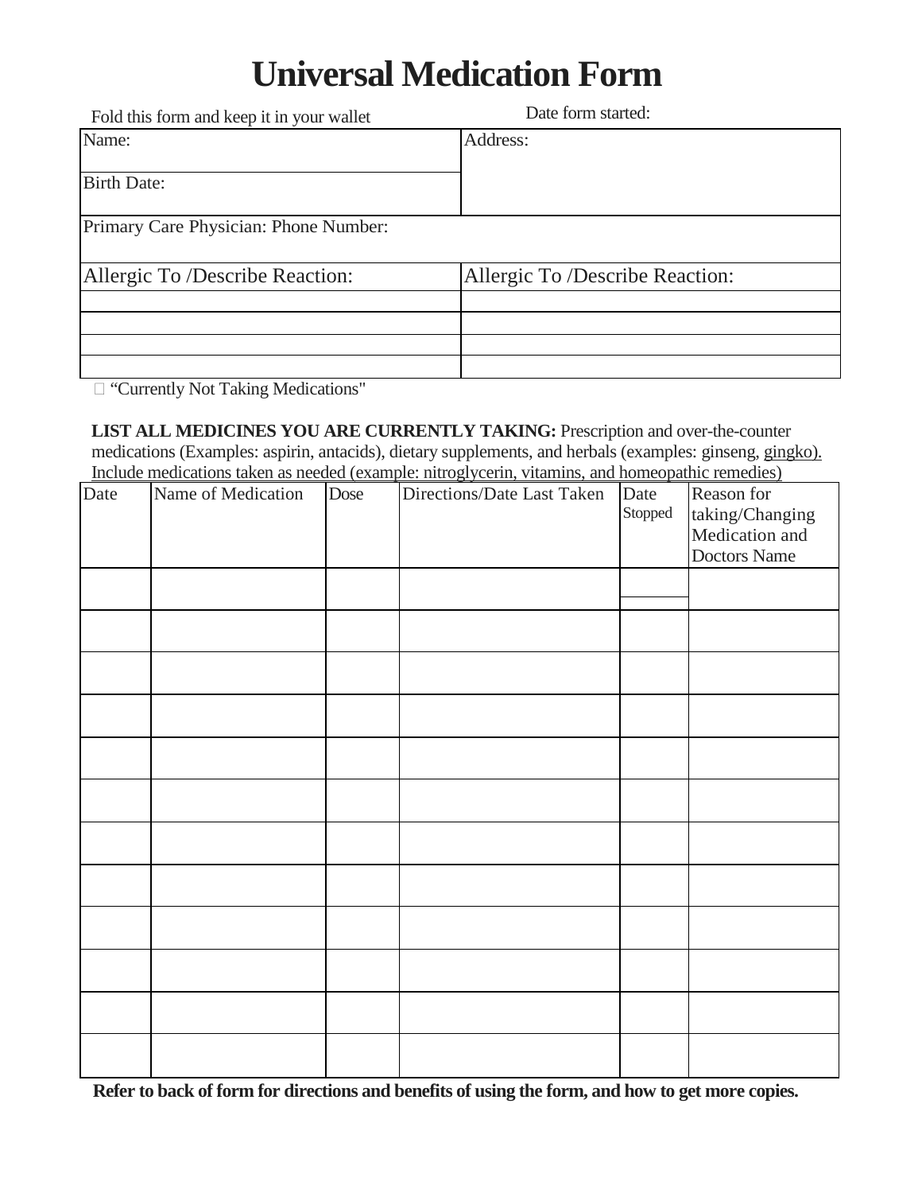# Universal Medication Form

Fold this form and keep it in your wallet

Date form started:

| Name: | Address: |
|---|---|
| Birth Date: | |
| Primary Care Physician: Phone Number: | |
| Allergic To /Describe Reaction: | Allergic To /Describe Reaction: |
| | |
| | |
| | |
| | |

☐ "Currently Not Taking Medications"

**LIST ALL MEDICINES YOU ARE CURRENTLY TAKING:** Prescription and over-the-counter medications (Examples: aspirin, antacids), dietary supplements, and herbals (examples: ginseng, gingko). Include medications taken as needed (example: nitroglycerin, vitamins, and homeopathic remedies)

| Date | Name of Medication | Dose | Directions/Date Last Taken | Date Stopped | Reason for taking/Changing Medication and Doctors Name |
|---|---|---|---|---|---|
| | | | | | |
| | | | | | |
| | | | | | |
| | | | | | |
| | | | | | |
| | | | | | |
| | | | | | |
| | | | | | |
| | | | | | |
| | | | | | |
| | | | | | |
| | | | | | |

**Refer to back of form for directions and benefits of using the form, and how to get more copies.**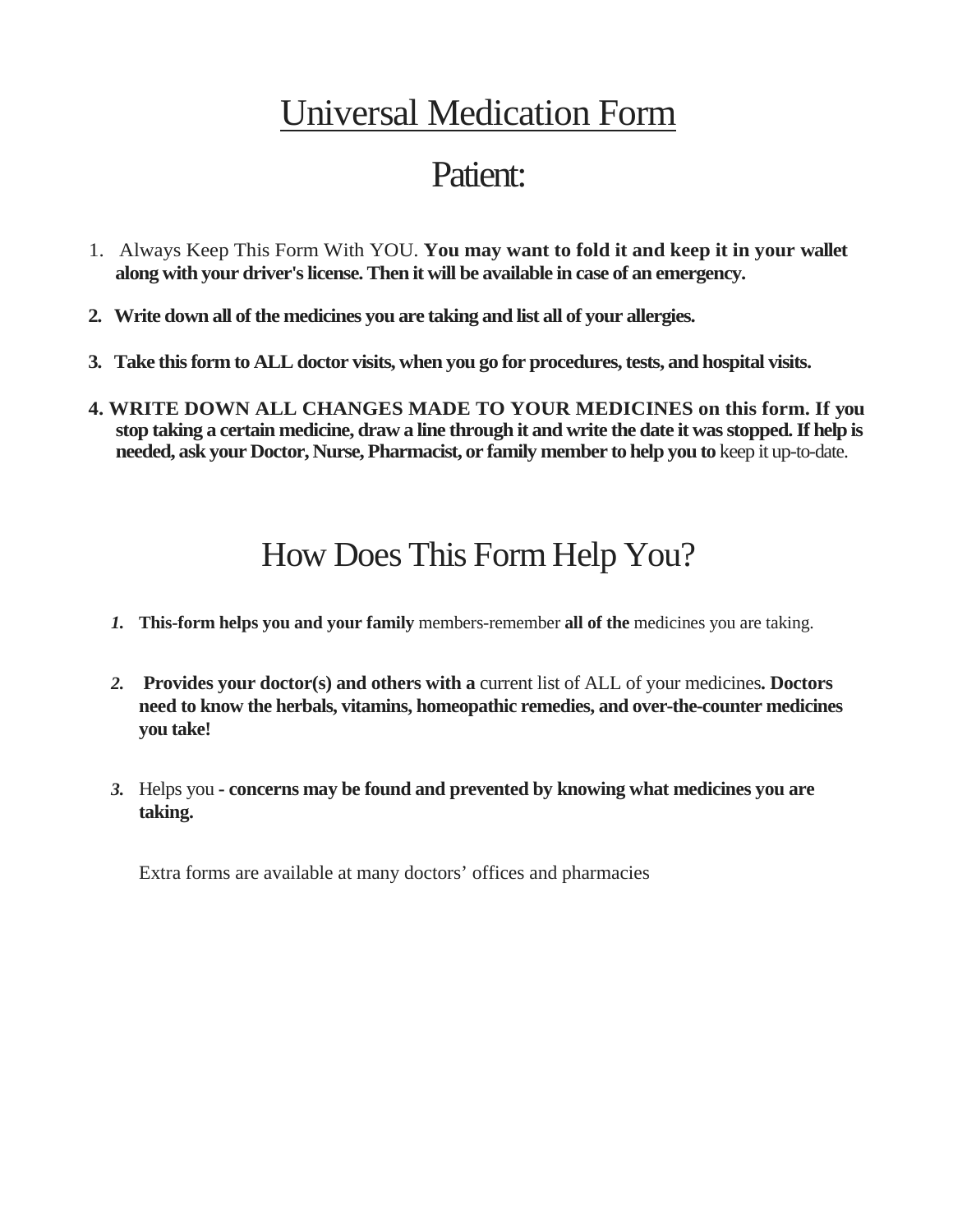# Universal Medication Form

## Patient:

1. Always Keep This Form With YOU. **You may want to fold it and keep it in your wallet along with your driver's license. Then it will be available in case of an emergency.**

2. **Write down all of the medicines you are taking and list all of your allergies.**

3. **Take this form to ALL doctor visits, when you go for procedures, tests, and hospital visits.**

4. **WRITE DOWN ALL CHANGES MADE TO YOUR MEDICINES on this form. If you stop taking a certain medicine, draw a line through it and write the date it was stopped. If help is needed, ask your Doctor, Nurse, Pharmacist, or family member to help you to** keep it up-to-date.

## How Does This Form Help You?

1. **This-form helps you and your family** members-remember **all of the** medicines you are taking.

2. **Provides your doctor(s) and others with a** current list of ALL of your medicines**. Doctors need to know the herbals, vitamins, homeopathic remedies, and over-the-counter medicines you take!**

3. Helps you **- concerns may be found and prevented by knowing what medicines you are taking.**

Extra forms are available at many doctors' offices and pharmacies